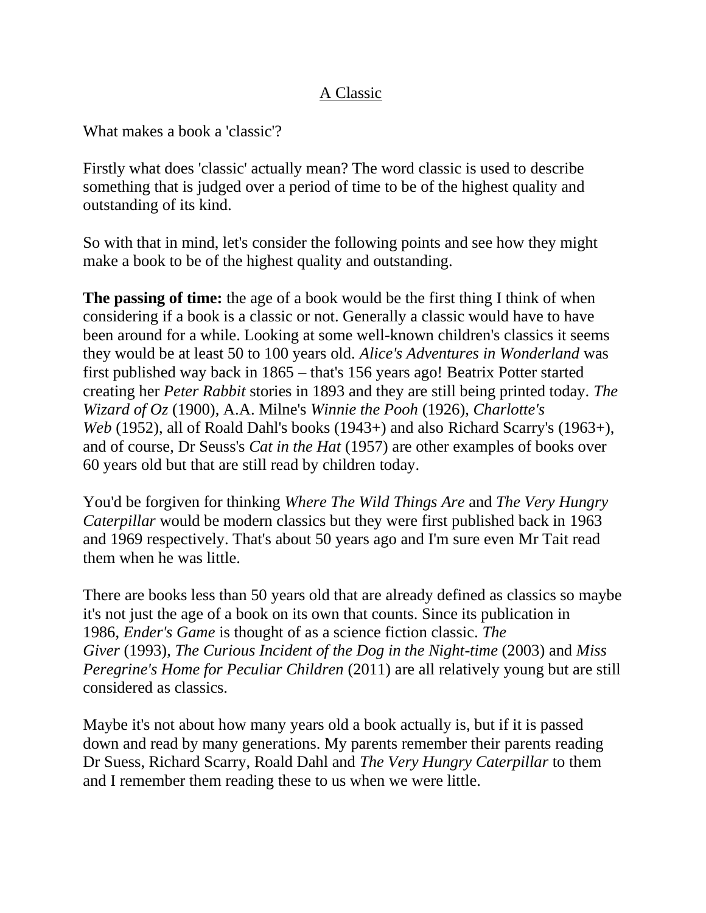# A Classic

What makes a book a 'classic'?

Firstly what does 'classic' actually mean? The word classic is used to describe something that is judged over a period of time to be of the highest quality and outstanding of its kind.

So with that in mind, let's consider the following points and see how they might make a book to be of the highest quality and outstanding.

**The passing of time:** the age of a book would be the first thing I think of when considering if a book is a classic or not. Generally a classic would have to have been around for a while. Looking at some well-known children's classics it seems they would be at least 50 to 100 years old. *Alice's Adventures in Wonderland* was first published way back in 1865 – that's 156 years ago! Beatrix Potter started creating her *Peter Rabbit* stories in 1893 and they are still being printed today. *The Wizard of Oz* (1900), A.A. Milne's *Winnie the Pooh* (1926), *Charlotte's Web* (1952), all of Roald Dahl's books (1943+) and also Richard Scarry's (1963+), and of course, Dr Seuss's *Cat in the Hat* (1957) are other examples of books over 60 years old but that are still read by children today.

You'd be forgiven for thinking *Where The Wild Things Are* and *The Very Hungry Caterpillar* would be modern classics but they were first published back in 1963 and 1969 respectively. That's about 50 years ago and I'm sure even Mr Tait read them when he was little.

There are books less than 50 years old that are already defined as classics so maybe it's not just the age of a book on its own that counts. Since its publication in 1986, *Ender's Game* is thought of as a science fiction classic. *The Giver* (1993), *The Curious Incident of the Dog in the Night-time* (2003) and *Miss Peregrine's Home for Peculiar Children* (2011) are all relatively young but are still considered as classics.

Maybe it's not about how many years old a book actually is, but if it is passed down and read by many generations. My parents remember their parents reading Dr Suess, Richard Scarry, Roald Dahl and *The Very Hungry Caterpillar* to them and I remember them reading these to us when we were little.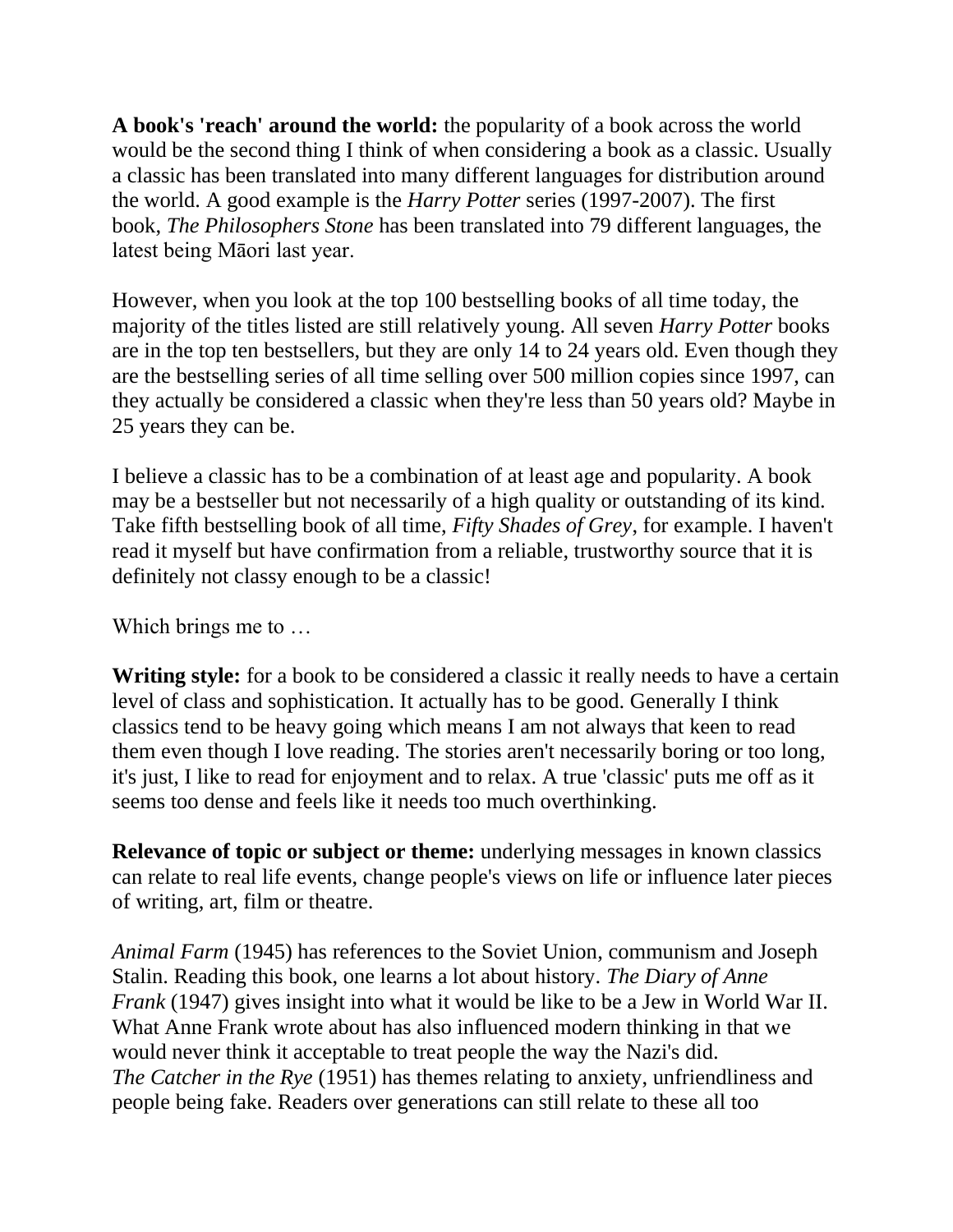**A book's 'reach' around the world:** the popularity of a book across the world would be the second thing I think of when considering a book as a classic. Usually a classic has been translated into many different languages for distribution around the world. A good example is the *Harry Potter* series (1997-2007). The first book, *The Philosophers Stone* has been translated into 79 different languages, the latest being Māori last year.

However, when you look at the top 100 bestselling books of all time today, the majority of the titles listed are still relatively young. All seven *Harry Potter* books are in the top ten bestsellers, but they are only 14 to 24 years old. Even though they are the bestselling series of all time selling over 500 million copies since 1997, can they actually be considered a classic when they're less than 50 years old? Maybe in 25 years they can be.

I believe a classic has to be a combination of at least age and popularity. A book may be a bestseller but not necessarily of a high quality or outstanding of its kind. Take fifth bestselling book of all time, *Fifty Shades of Grey*, for example. I haven't read it myself but have confirmation from a reliable, trustworthy source that it is definitely not classy enough to be a classic!

Which brings me to …

**Writing style:** for a book to be considered a classic it really needs to have a certain level of class and sophistication. It actually has to be good. Generally I think classics tend to be heavy going which means I am not always that keen to read them even though I love reading. The stories aren't necessarily boring or too long, it's just, I like to read for enjoyment and to relax. A true 'classic' puts me off as it seems too dense and feels like it needs too much overthinking.

**Relevance of topic or subject or theme:** underlying messages in known classics can relate to real life events, change people's views on life or influence later pieces of writing, art, film or theatre.

*Animal Farm* (1945) has references to the Soviet Union, communism and Joseph Stalin. Reading this book, one learns a lot about history. *The Diary of Anne Frank* (1947) gives insight into what it would be like to be a Jew in World War II. What Anne Frank wrote about has also influenced modern thinking in that we would never think it acceptable to treat people the way the Nazi's did. *The Catcher in the Rye* (1951) has themes relating to anxiety, unfriendliness and people being fake. Readers over generations can still relate to these all too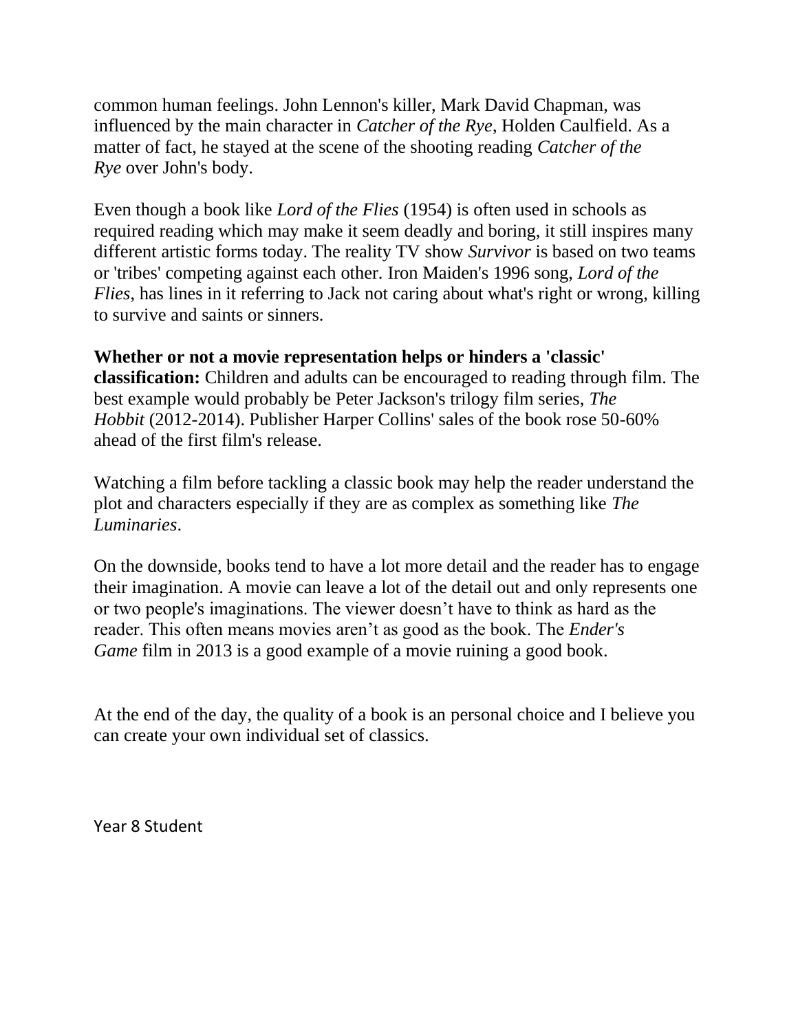common human feelings. John Lennon's killer, Mark David Chapman, was influenced by the main character in *Catcher of the Rye*, Holden Caulfield. As a matter of fact, he stayed at the scene of the shooting reading *Catcher of the Rye* over John's body.

Even though a book like *Lord of the Flies* (1954) is often used in schools as required reading which may make it seem deadly and boring, it still inspires many different artistic forms today. The reality TV show *Survivor* is based on two teams or 'tribes' competing against each other. Iron Maiden's 1996 song, *Lord of the Flies,* has lines in it referring to Jack not caring about what's right or wrong, killing to survive and saints or sinners.

**Whether or not a movie representation helps or hinders a 'classic' classification:** Children and adults can be encouraged to reading through film. The best example would probably be Peter Jackson's trilogy film series, *The Hobbit* (2012-2014). Publisher Harper Collins' sales of the book rose 50-60% ahead of the first film's release.

Watching a film before tackling a classic book may help the reader understand the plot and characters especially if they are as complex as something like *The Luminaries*.

On the downside, books tend to have a lot more detail and the reader has to engage their imagination. A movie can leave a lot of the detail out and only represents one or two people's imaginations. The viewer doesn't have to think as hard as the reader. This often means movies aren't as good as the book. The *Ender's Game* film in 2013 is a good example of a movie ruining a good book.

At the end of the day, the quality of a book is an personal choice and I believe you can create your own individual set of classics.

Year 8 Student